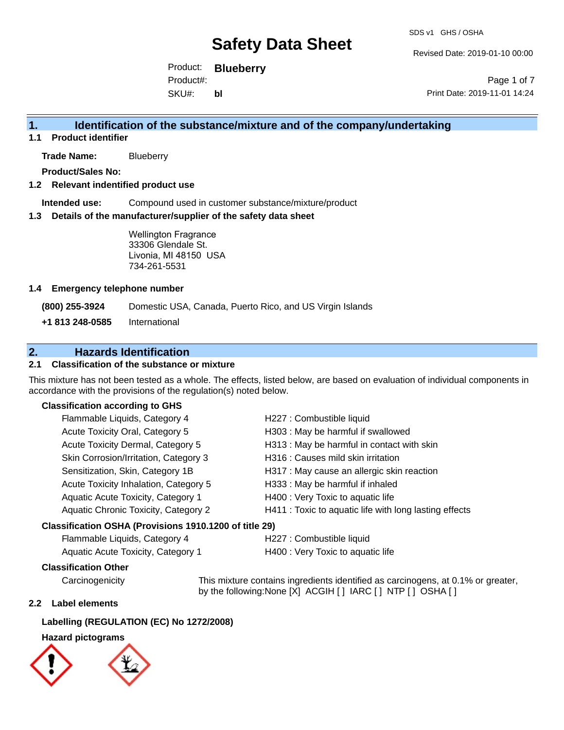# Safety Data Sheet

SDS v1 GHS / OSHA

Revised Date: 2019-01-10 00:00

Product: **Blueberry**
Product#:
SKU#: **bl**

Print Date: 2019-11-01 14:24

## 1. Identification of the substance/mixture and of the company/undertaking

### 1.1 Product identifier

**Trade Name:** Blueberry

**Product/Sales No:**

### 1.2 Relevant indentified product use

**Intended use:** Compound used in customer substance/mixture/product

### 1.3 Details of the manufacturer/supplier of the safety data sheet

Wellington Fragrance
33306 Glendale St.
Livonia, MI 48150 USA
734-261-5531

### 1.4 Emergency telephone number

**(800) 255-3924** Domestic USA, Canada, Puerto Rico, and US Virgin Islands

**+1 813 248-0585** International

## 2. Hazards Identification

### 2.1 Classification of the substance or mixture

This mixture has not been tested as a whole. The effects, listed below, are based on evaluation of individual components in accordance with the provisions of the regulation(s) noted below.

**Classification according to GHS**

| | |
|---|---|
| Flammable Liquids, Category 4 | H227 : Combustible liquid |
| Acute Toxicity Oral, Category 5 | H303 : May be harmful if swallowed |
| Acute Toxicity Dermal, Category 5 | H313 : May be harmful in contact with skin |
| Skin Corrosion/Irritation, Category 3 | H316 : Causes mild skin irritation |
| Sensitization, Skin, Category 1B | H317 : May cause an allergic skin reaction |
| Acute Toxicity Inhalation, Category 5 | H333 : May be harmful if inhaled |
| Aquatic Acute Toxicity, Category 1 | H400 : Very Toxic to aquatic life |
| Aquatic Chronic Toxicity, Category 2 | H411 : Toxic to aquatic life with long lasting effects |

**Classification OSHA (Provisions 1910.1200 of title 29)**

| | |
|---|---|
| Flammable Liquids, Category 4 | H227 : Combustible liquid |
| Aquatic Acute Toxicity, Category 1 | H400 : Very Toxic to aquatic life |

**Classification Other**

Carcinogenicity: This mixture contains ingredients identified as carcinogens, at 0.1% or greater, by the following:None [X] ACGIH [ ] IARC [ ] NTP [ ] OSHA [ ]

### 2.2 Label elements

**Labelling (REGULATION (EC) No 1272/2008)**

**Hazard pictograms**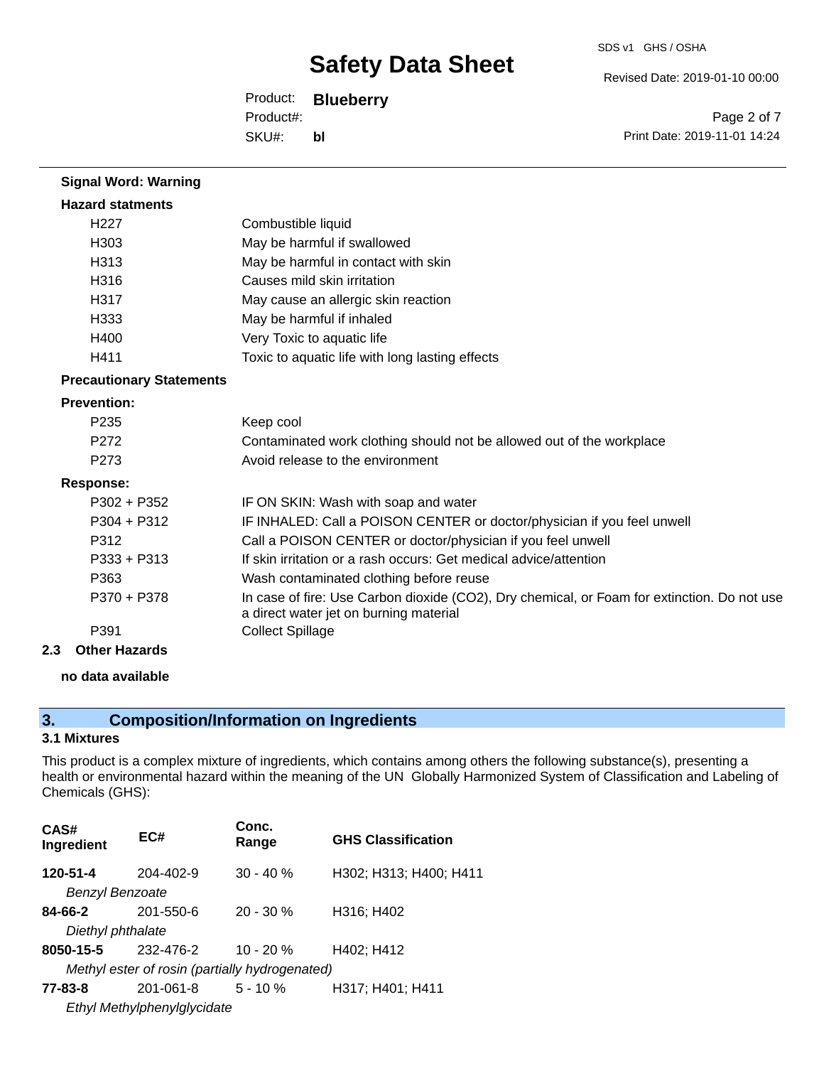**Signal Word: Warning**

**Hazard statments**

| | |
|---|---|
| H227 | Combustible liquid |
| H303 | May be harmful if swallowed |
| H313 | May be harmful in contact with skin |
| H316 | Causes mild skin irritation |
| H317 | May cause an allergic skin reaction |
| H333 | May be harmful if inhaled |
| H400 | Very Toxic to aquatic life |
| H411 | Toxic to aquatic life with long lasting effects |

**Precautionary Statements**

**Prevention:**

| | |
|---|---|
| P235 | Keep cool |
| P272 | Contaminated work clothing should not be allowed out of the workplace |
| P273 | Avoid release to the environment |

**Response:**

| | |
|---|---|
| P302 + P352 | IF ON SKIN: Wash with soap and water |
| P304 + P312 | IF INHALED: Call a POISON CENTER or doctor/physician if you feel unwell |
| P312 | Call a POISON CENTER or doctor/physician if you feel unwell |
| P333 + P313 | If skin irritation or a rash occurs: Get medical advice/attention |
| P363 | Wash contaminated clothing before reuse |
| P370 + P378 | In case of fire: Use Carbon dioxide ($CO_2$), Dry chemical, or Foam for extinction. Do not use a direct water jet on burning material |
| P391 | Collect Spillage |

**2.3 Other Hazards**

**no data available**

## 3. Composition/Information on Ingredients

### 3.1 Mixtures

This product is a complex mixture of ingredients, which contains among others the following substance(s), presenting a health or environmental hazard within the meaning of the UN Globally Harmonized System of Classification and Labeling of Chemicals (GHS):

| CAS# Ingredient | EC# | Conc. Range | GHS Classification |
|---|---|---|---|
| **120-51-4** | 204-402-9 | 30 - 40 % | H302; H313; H400; H411 |
| *Benzyl Benzoate* | | | |
| **84-66-2** | 201-550-6 | 20 - 30 % | H316; H402 |
| *Diethyl phthalate* | | | |
| **8050-15-5** | 232-476-2 | 10 - 20 % | H402; H412 |
| *Methyl ester of rosin (partially hydrogenated)* | | | |
| **77-83-8** | 201-061-8 | 5 - 10 % | H317; H401; H411 |
| *Ethyl Methylphenylglycidate* | | | |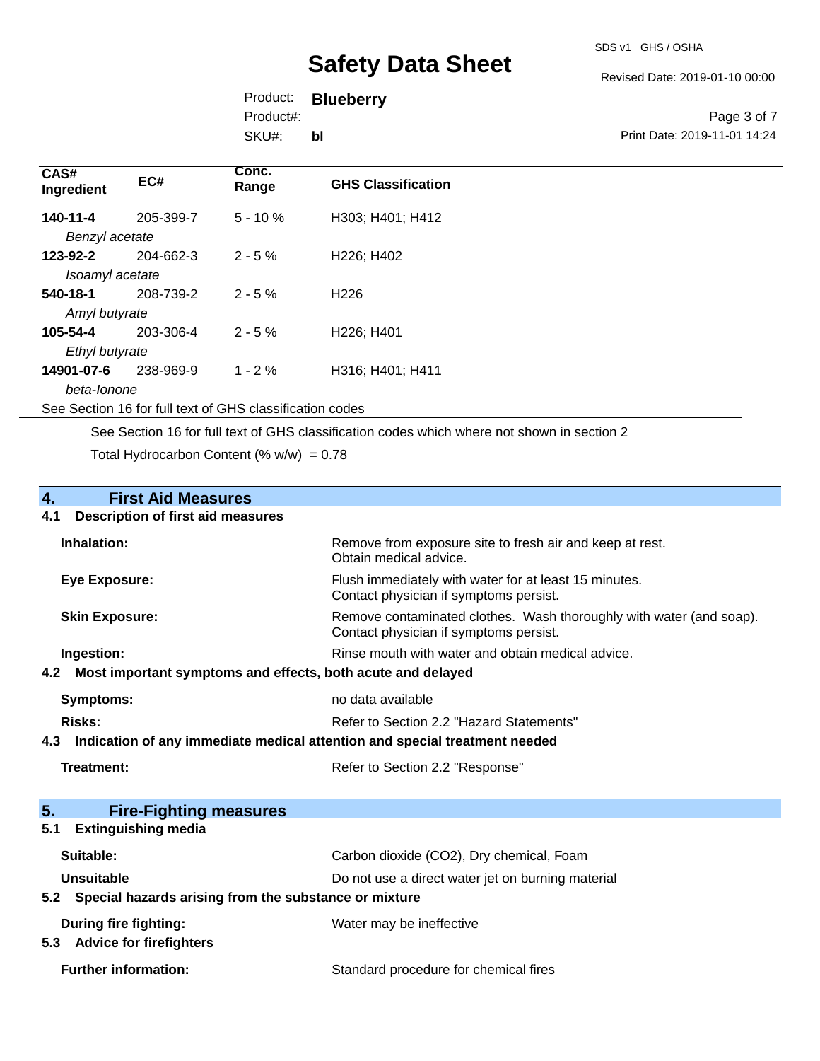| CAS# Ingredient | EC# | Conc. Range | GHS Classification |
|---|---|---|---|
| **140-11-4** *Benzyl acetate* | 205-399-7 | 5 - 10 % | H303; H401; H412 |
| **123-92-2** *Isoamyl acetate* | 204-662-3 | 2 - 5 % | H226; H402 |
| **540-18-1** *Amyl butyrate* | 208-739-2 | 2 - 5 % | H226 |
| **105-54-4** *Ethyl butyrate* | 203-306-4 | 2 - 5 % | H226; H401 |
| **14901-07-6** *beta-Ionone* | 238-969-9 | 1 - 2 % | H316; H401; H411 |

See Section 16 for full text of GHS classification codes

See Section 16 for full text of GHS classification codes which where not shown in section 2

Total Hydrocarbon Content (% w/w) = 0.78

## 4. First Aid Measures

### 4.1 Description of first aid measures

**Inhalation:** Remove from exposure site to fresh air and keep at rest. Obtain medical advice.

**Eye Exposure:** Flush immediately with water for at least 15 minutes. Contact physician if symptoms persist.

**Skin Exposure:** Remove contaminated clothes. Wash thoroughly with water (and soap). Contact physician if symptoms persist.

**Ingestion:** Rinse mouth with water and obtain medical advice.

### 4.2 Most important symptoms and effects, both acute and delayed

**Symptoms:** no data available

**Risks:** Refer to Section 2.2 "Hazard Statements"

### 4.3 Indication of any immediate medical attention and special treatment needed

**Treatment:** Refer to Section 2.2 "Response"

## 5. Fire-Fighting measures

### 5.1 Extinguishing media

**Suitable:** Carbon dioxide ($CO_2$), Dry chemical, Foam

**Unsuitable** Do not use a direct water jet on burning material

### 5.2 Special hazards arising from the substance or mixture

**During fire fighting:** Water may be ineffective

### 5.3 Advice for firefighters

**Further information:** Standard procedure for chemical fires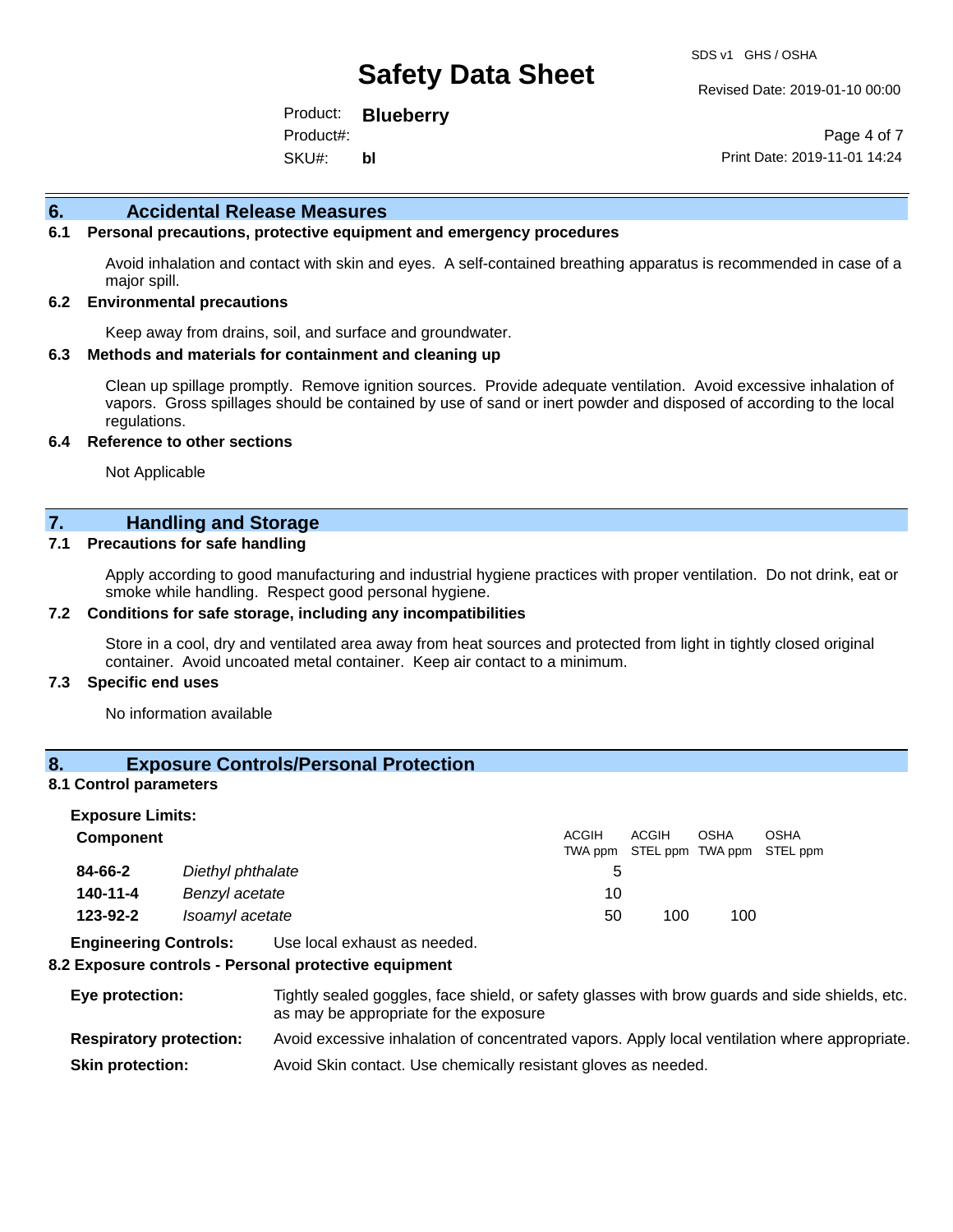## 6. Accidental Release Measures

### 6.1 Personal precautions, protective equipment and emergency procedures

Avoid inhalation and contact with skin and eyes. A self-contained breathing apparatus is recommended in case of a major spill.

### 6.2 Environmental precautions

Keep away from drains, soil, and surface and groundwater.

### 6.3 Methods and materials for containment and cleaning up

Clean up spillage promptly. Remove ignition sources. Provide adequate ventilation. Avoid excessive inhalation of vapors. Gross spillages should be contained by use of sand or inert powder and disposed of according to the local regulations.

### 6.4 Reference to other sections

Not Applicable

## 7. Handling and Storage

### 7.1 Precautions for safe handling

Apply according to good manufacturing and industrial hygiene practices with proper ventilation. Do not drink, eat or smoke while handling. Respect good personal hygiene.

### 7.2 Conditions for safe storage, including any incompatibilities

Store in a cool, dry and ventilated area away from heat sources and protected from light in tightly closed original container. Avoid uncoated metal container. Keep air contact to a minimum.

### 7.3 Specific end uses

No information available

## 8. Exposure Controls/Personal Protection

### 8.1 Control parameters

**Exposure Limits:**

| Component | | ACGIH TWA ppm | ACGIH STEL ppm | OSHA TWA ppm | OSHA STEL ppm |
|---|---|---|---|---|---|
| **84-66-2** | *Diethyl phthalate* | 5 | | | |
| **140-11-4** | *Benzyl acetate* | 10 | | | |
| **123-92-2** | *Isoamyl acetate* | 50 | 100 | 100 | |

**Engineering Controls:** Use local exhaust as needed.

### 8.2 Exposure controls - Personal protective equipment

**Eye protection:** Tightly sealed goggles, face shield, or safety glasses with brow guards and side shields, etc. as may be appropriate for the exposure

**Respiratory protection:** Avoid excessive inhalation of concentrated vapors. Apply local ventilation where appropriate.

**Skin protection:** Avoid Skin contact. Use chemically resistant gloves as needed.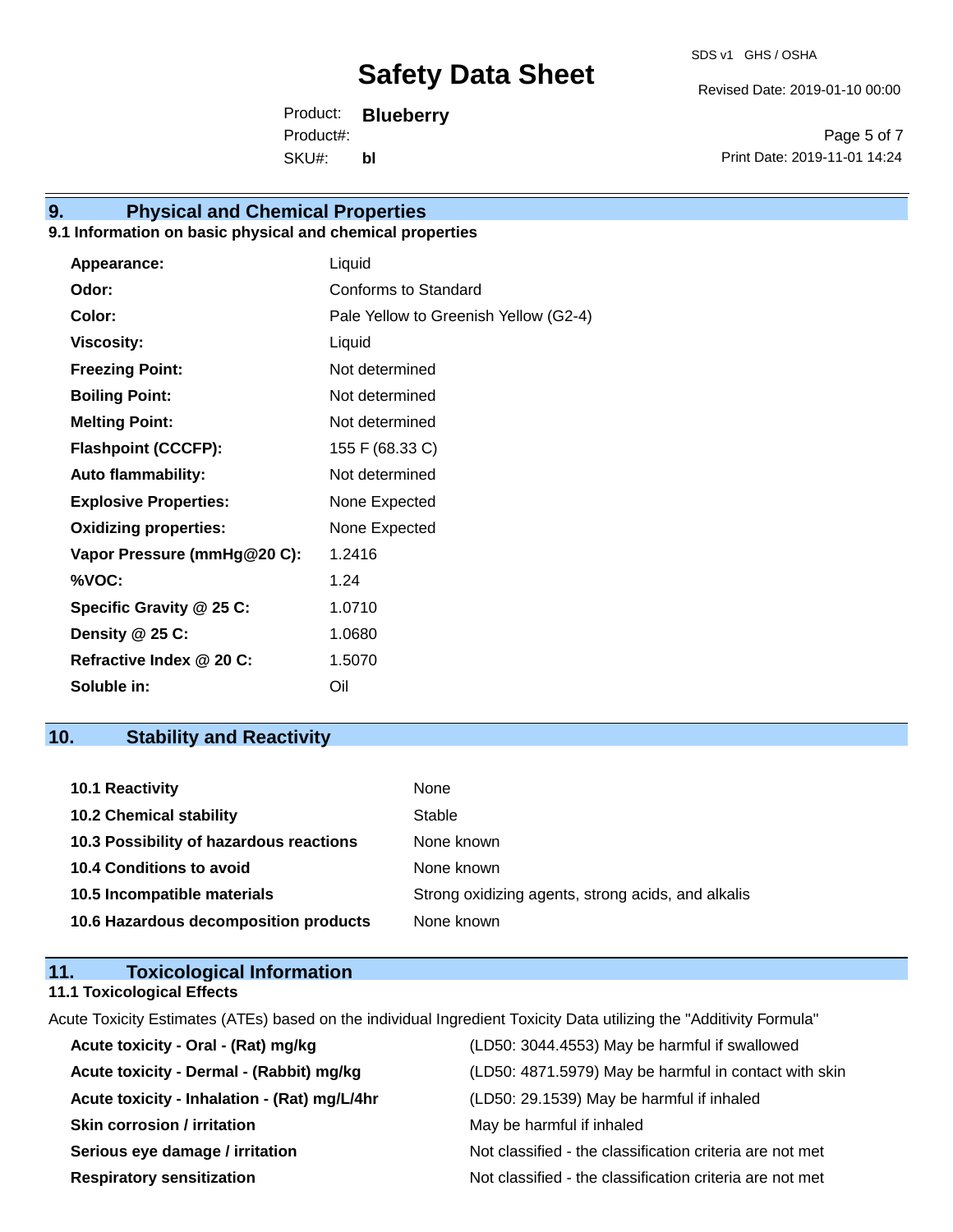## 9. Physical and Chemical Properties

### 9.1 Information on basic physical and chemical properties

| | |
|---|---|
| **Appearance:** | Liquid |
| **Odor:** | Conforms to Standard |
| **Color:** | Pale Yellow to Greenish Yellow (G2-4) |
| **Viscosity:** | Liquid |
| **Freezing Point:** | Not determined |
| **Boiling Point:** | Not determined |
| **Melting Point:** | Not determined |
| **Flashpoint (CCCFP):** | 155 F (68.33 C) |
| **Auto flammability:** | Not determined |
| **Explosive Properties:** | None Expected |
| **Oxidizing properties:** | None Expected |
| **Vapor Pressure (mmHg@20 C):** | 1.2416 |
| **%VOC:** | 1.24 |
| **Specific Gravity @ 25 C:** | 1.0710 |
| **Density @ 25 C:** | 1.0680 |
| **Refractive Index @ 20 C:** | 1.5070 |
| **Soluble in:** | Oil |

## 10. Stability and Reactivity

| | |
|---|---|
| **10.1 Reactivity** | None |
| **10.2 Chemical stability** | Stable |
| **10.3 Possibility of hazardous reactions** | None known |
| **10.4 Conditions to avoid** | None known |
| **10.5 Incompatible materials** | Strong oxidizing agents, strong acids, and alkalis |
| **10.6 Hazardous decomposition products** | None known |

## 11. Toxicological Information

### 11.1 Toxicological Effects

Acute Toxicity Estimates (ATEs) based on the individual Ingredient Toxicity Data utilizing the "Additivity Formula"

| | |
|---|---|
| **Acute toxicity - Oral - (Rat) mg/kg** | (LD50: 3044.4553) May be harmful if swallowed |
| **Acute toxicity - Dermal - (Rabbit) mg/kg** | (LD50: 4871.5979) May be harmful in contact with skin |
| **Acute toxicity - Inhalation - (Rat) mg/L/4hr** | (LD50: 29.1539) May be harmful if inhaled |
| **Skin corrosion / irritation** | May be harmful if inhaled |
| **Serious eye damage / irritation** | Not classified - the classification criteria are not met |
| **Respiratory sensitization** | Not classified - the classification criteria are not met |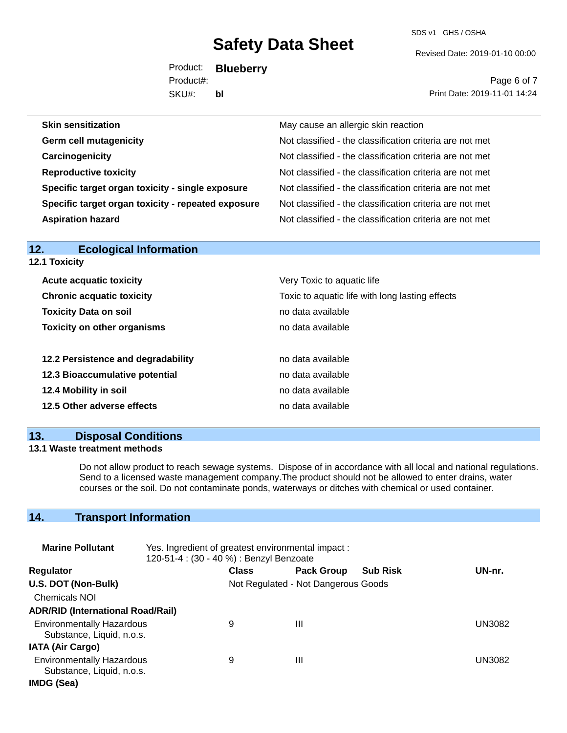| | |
|---|---|
| **Skin sensitization** | May cause an allergic skin reaction |
| **Germ cell mutagenicity** | Not classified - the classification criteria are not met |
| **Carcinogenicity** | Not classified - the classification criteria are not met |
| **Reproductive toxicity** | Not classified - the classification criteria are not met |
| **Specific target organ toxicity - single exposure** | Not classified - the classification criteria are not met |
| **Specific target organ toxicity - repeated exposure** | Not classified - the classification criteria are not met |
| **Aspiration hazard** | Not classified - the classification criteria are not met |

## 12. Ecological Information

### 12.1 Toxicity

| | |
|---|---|
| **Acute acquatic toxicity** | Very Toxic to aquatic life |
| **Chronic acquatic toxicity** | Toxic to aquatic life with long lasting effects |
| **Toxicity Data on soil** | no data available |
| **Toxicity on other organisms** | no data available |

| | |
|---|---|
| **12.2 Persistence and degradability** | no data available |
| **12.3 Bioaccumulative potential** | no data available |
| **12.4 Mobility in soil** | no data available |
| **12.5 Other adverse effects** | no data available |

## 13. Disposal Conditions

### 13.1 Waste treatment methods

Do not allow product to reach sewage systems. Dispose of in accordance with all local and national regulations. Send to a licensed waste management company.The product should not be allowed to enter drains, water courses or the soil. Do not contaminate ponds, waterways or ditches with chemical or used container.

## 14. Transport Information

**Marine Pollutant** Yes. Ingredient of greatest environmental impact : 120-51-4 : (30 - 40 %) : Benzyl Benzoate

| Regulator | Class | Pack Group | Sub Risk | UN-nr. |
|---|---|---|---|---|
| **U.S. DOT (Non-Bulk)** | Not Regulated - Not Dangerous Goods | | | |
| Chemicals NOI | | | | |
| **ADR/RID (International Road/Rail)** | | | | |
| Environmentally Hazardous Substance, Liquid, n.o.s. | 9 | III | | UN3082 |
| **IATA (Air Cargo)** | | | | |
| Environmentally Hazardous Substance, Liquid, n.o.s. | 9 | III | | UN3082 |
| **IMDG (Sea)** | | | | |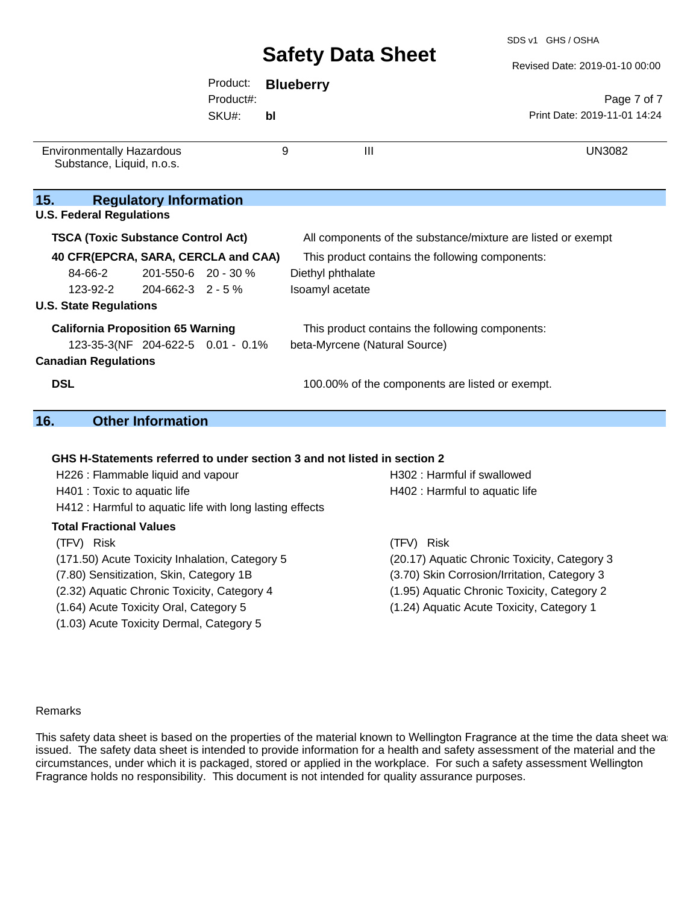| | | | |
|---|---|---|---|
| Environmentally Hazardous Substance, Liquid, n.o.s. | 9 | III | UN3082 |

## 15. Regulatory Information

### U.S. Federal Regulations

**TSCA (Toxic Substance Control Act)** All components of the substance/mixture are listed or exempt

**40 CFR(EPCRA, SARA, CERCLA and CAA)** This product contains the following components:

| | | | |
|---|---|---|---|
| 84-66-2 | 201-550-6 | 20 - 30 % | Diethyl phthalate |
| 123-92-2 | 204-662-3 | 2 - 5 % | Isoamyl acetate |

### U.S. State Regulations

**California Proposition 65 Warning** This product contains the following components:

| | | | |
|---|---|---|---|
| 123-35-3(NF | 204-622-5 | 0.01 - 0.1% | beta-Myrcene (Natural Source) |

### Canadian Regulations

**DSL** 100.00% of the components are listed or exempt.

## 16. Other Information

**GHS H-Statements referred to under section 3 and not listed in section 2**

H226 : Flammable liquid and vapour
H302 : Harmful if swallowed
H401 : Toxic to aquatic life
H402 : Harmful to aquatic life
H412 : Harmful to aquatic life with long lasting effects

**Total Fractional Values**

(TFV) Risk
(171.50) Acute Toxicity Inhalation, Category 5
(7.80) Sensitization, Skin, Category 1B
(2.32) Aquatic Chronic Toxicity, Category 4
(1.64) Acute Toxicity Oral, Category 5
(1.03) Acute Toxicity Dermal, Category 5

(TFV) Risk
(20.17) Aquatic Chronic Toxicity, Category 3
(3.70) Skin Corrosion/Irritation, Category 3
(1.95) Aquatic Chronic Toxicity, Category 2
(1.24) Aquatic Acute Toxicity, Category 1

Remarks

This safety data sheet is based on the properties of the material known to Wellington Fragrance at the time the data sheet was issued. The safety data sheet is intended to provide information for a health and safety assessment of the material and the circumstances, under which it is packaged, stored or applied in the workplace. For such a safety assessment Wellington Fragrance holds no responsibility. This document is not intended for quality assurance purposes.